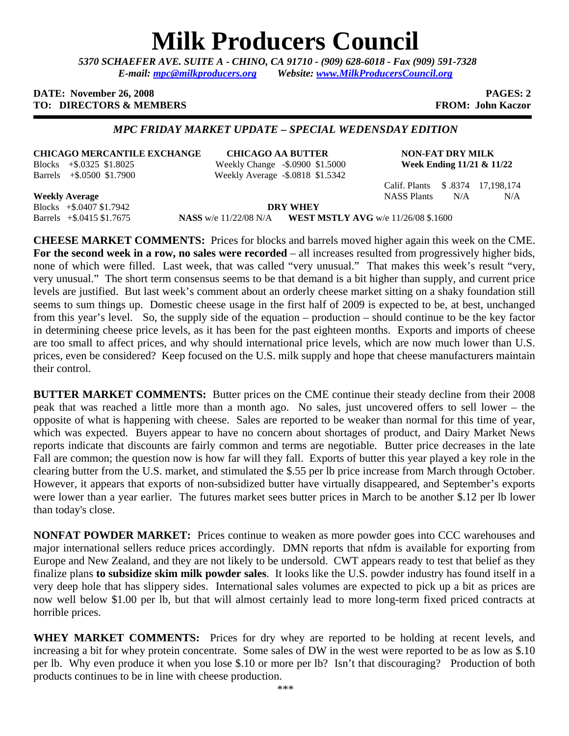# Milk Producers Council

*5370 SCHAEFER AVE. SUITE A - CHINO, CA 91710 - (909) 628-6018 - Fax (909) 591-7328*
*E-mail: mpc@milkproducers.org Website: www.MilkProducersCouncil.org*

**DATE: November 26, 2008** **PAGES: 2**
**TO: DIRECTORS & MEMBERS** **FROM: John Kaczor**

---

### *MPC FRIDAY MARKET UPDATE – SPECIAL WEDENSDAY EDITION*

**CHICAGO MERCANTILE EXCHANGE**
Blocks +$.0325 $1.8025
Barrels +$.0500 $1.7900

**Weekly Average**
Blocks +$.0407 $1.7942
Barrels +$.0415 $1.7675

**CHICAGO AA BUTTER**
Weekly Change -$.0900 $1.5000
Weekly Average -$.0818 $1.5342

**NON-FAT DRY MILK**
**Week Ending 11/21 & 11/22**

| | | |
|---|---|---|
| Calif. Plants | $ .8374 | 17,198,174 |
| NASS Plants | N/A | N/A |

**DRY WHEY**
**NASS** w/e 11/22/08 N/A **WEST MSTLY AVG** w/e 11/26/08 $.1600

**CHEESE MARKET COMMENTS:** Prices for blocks and barrels moved higher again this week on the CME. **For the second week in a row, no sales were recorded** – all increases resulted from progressively higher bids, none of which were filled. Last week, that was called "very unusual." That makes this week's result "very, very unusual." The short term consensus seems to be that demand is a bit higher than supply, and current price levels are justified. But last week's comment about an orderly cheese market sitting on a shaky foundation still seems to sum things up. Domestic cheese usage in the first half of 2009 is expected to be, at best, unchanged from this year's level. So, the supply side of the equation – production – should continue to be the key factor in determining cheese price levels, as it has been for the past eighteen months. Exports and imports of cheese are too small to affect prices, and why should international price levels, which are now much lower than U.S. prices, even be considered? Keep focused on the U.S. milk supply and hope that cheese manufacturers maintain their control.

**BUTTER MARKET COMMENTS:** Butter prices on the CME continue their steady decline from their 2008 peak that was reached a little more than a month ago. No sales, just uncovered offers to sell lower – the opposite of what is happening with cheese. Sales are reported to be weaker than normal for this time of year, which was expected. Buyers appear to have no concern about shortages of product, and Dairy Market News reports indicate that discounts are fairly common and terms are negotiable. Butter price decreases in the late Fall are common; the question now is how far will they fall. Exports of butter this year played a key role in the clearing butter from the U.S. market, and stimulated the $.55 per lb price increase from March through October. However, it appears that exports of non-subsidized butter have virtually disappeared, and September's exports were lower than a year earlier. The futures market sees butter prices in March to be another $.12 per lb lower than today's close.

**NONFAT POWDER MARKET:** Prices continue to weaken as more powder goes into CCC warehouses and major international sellers reduce prices accordingly. DMN reports that nfdm is available for exporting from Europe and New Zealand, and they are not likely to be undersold. CWT appears ready to test that belief as they finalize plans **to subsidize skim milk powder sales**. It looks like the U.S. powder industry has found itself in a very deep hole that has slippery sides. International sales volumes are expected to pick up a bit as prices are now well below $1.00 per lb, but that will almost certainly lead to more long-term fixed priced contracts at horrible prices.

**WHEY MARKET COMMENTS:** Prices for dry whey are reported to be holding at recent levels, and increasing a bit for whey protein concentrate. Some sales of DW in the west were reported to be as low as $.10 per lb. Why even produce it when you lose $.10 or more per lb? Isn't that discouraging? Production of both products continues to be in line with cheese production.

***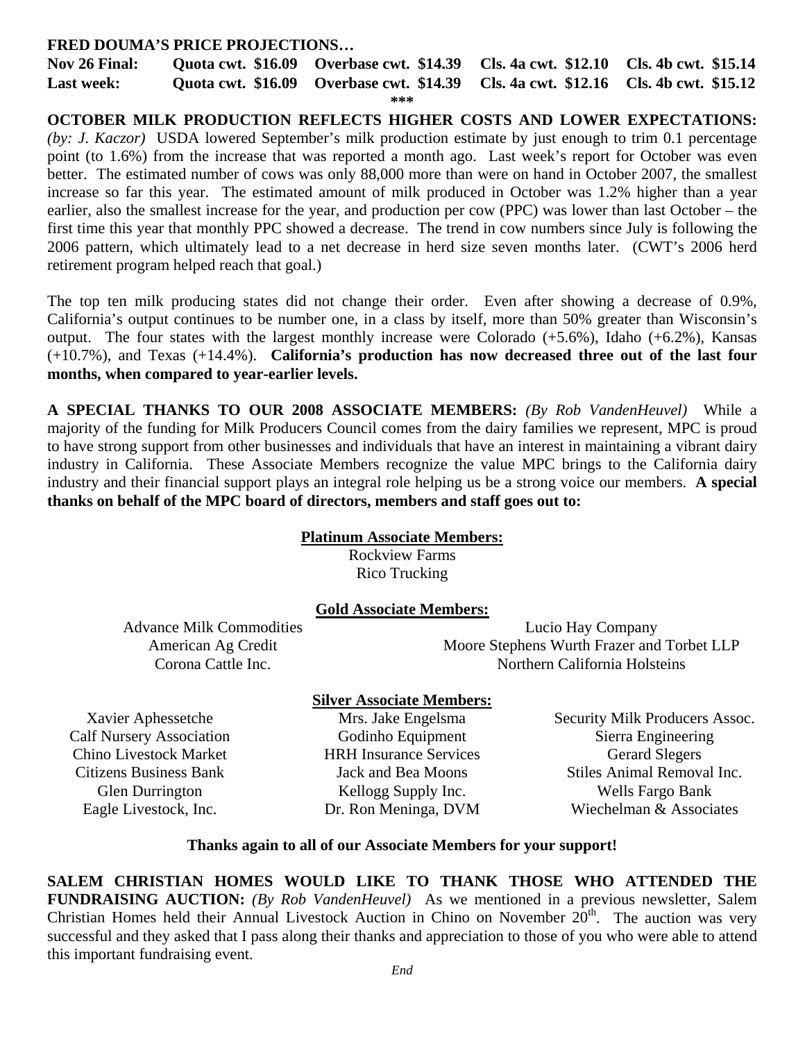**FRED DOUMA'S PRICE PROJECTIONS…**

| | | | | |
|---|---|---|---|---|
| **Nov 26 Final:** | **Quota cwt. $16.09** | **Overbase cwt. $14.39** | **Cls. 4a cwt. $12.10** | **Cls. 4b cwt. $15.14** |
| **Last week:** | **Quota cwt. $16.09** | **Overbase cwt. $14.39** | **Cls. 4a cwt. $12.16** | **Cls. 4b cwt. $15.12** |

***

**OCTOBER MILK PRODUCTION REFLECTS HIGHER COSTS AND LOWER EXPECTATIONS:** *(by: J. Kaczor)* USDA lowered September's milk production estimate by just enough to trim 0.1 percentage point (to 1.6%) from the increase that was reported a month ago. Last week's report for October was even better. The estimated number of cows was only 88,000 more than were on hand in October 2007, the smallest increase so far this year. The estimated amount of milk produced in October was 1.2% higher than a year earlier, also the smallest increase for the year, and production per cow (PPC) was lower than last October – the first time this year that monthly PPC showed a decrease. The trend in cow numbers since July is following the 2006 pattern, which ultimately lead to a net decrease in herd size seven months later. (CWT's 2006 herd retirement program helped reach that goal.)

The top ten milk producing states did not change their order. Even after showing a decrease of 0.9%, California's output continues to be number one, in a class by itself, more than 50% greater than Wisconsin's output. The four states with the largest monthly increase were Colorado (+5.6%), Idaho (+6.2%), Kansas (+10.7%), and Texas (+14.4%). **California's production has now decreased three out of the last four months, when compared to year-earlier levels.**

**A SPECIAL THANKS TO OUR 2008 ASSOCIATE MEMBERS:** *(By Rob VandenHeuvel)* While a majority of the funding for Milk Producers Council comes from the dairy families we represent, MPC is proud to have strong support from other businesses and individuals that have an interest in maintaining a vibrant dairy industry in California. These Associate Members recognize the value MPC brings to the California dairy industry and their financial support plays an integral role helping us be a strong voice our members. **A special thanks on behalf of the MPC board of directors, members and staff goes out to:**

**Platinum Associate Members:**

Rockview Farms
Rico Trucking

**Gold Associate Members:**

Advance Milk Commodities
American Ag Credit
Corona Cattle Inc.
Lucio Hay Company
Moore Stephens Wurth Frazer and Torbet LLP
Northern California Holsteins

**Silver Associate Members:**

Xavier Aphessetche
Calf Nursery Association
Chino Livestock Market
Citizens Business Bank
Glen Durrington
Eagle Livestock, Inc.
Mrs. Jake Engelsma
Godinho Equipment
HRH Insurance Services
Jack and Bea Moons
Kellogg Supply Inc.
Dr. Ron Meninga, DVM
Security Milk Producers Assoc.
Sierra Engineering
Gerard Slegers
Stiles Animal Removal Inc.
Wells Fargo Bank
Wiechelman & Associates

**Thanks again to all of our Associate Members for your support!**

**SALEM CHRISTIAN HOMES WOULD LIKE TO THANK THOSE WHO ATTENDED THE FUNDRAISING AUCTION:** *(By Rob VandenHeuvel)* As we mentioned in a previous newsletter, Salem Christian Homes held their Annual Livestock Auction in Chino on November 20th. The auction was very successful and they asked that I pass along their thanks and appreciation to those of you who were able to attend this important fundraising event.

*End*